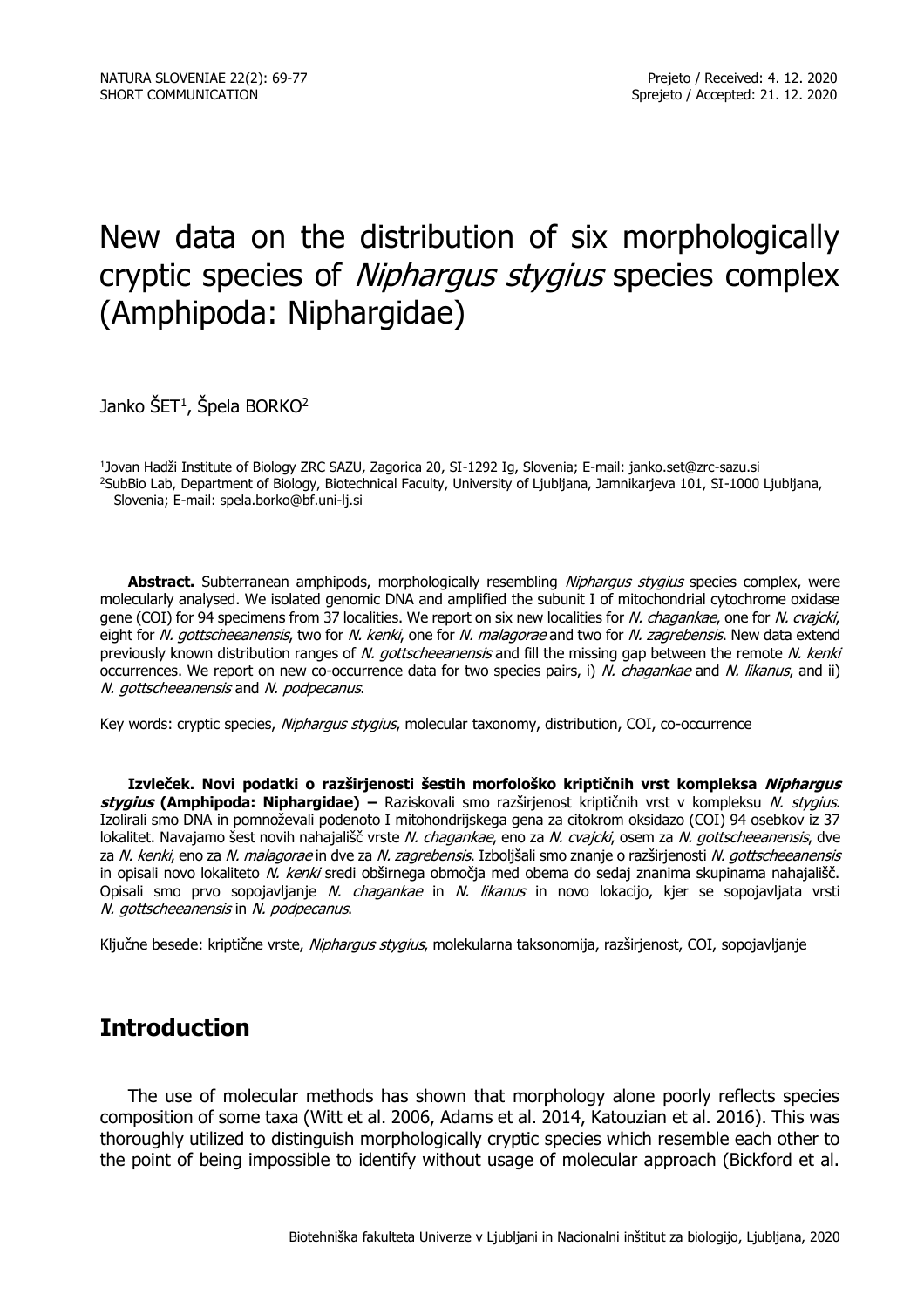# New data on the distribution of six morphologically cryptic species of *Niphargus stygius* species complex (Amphipoda: Niphargidae)

Janko ŠET[1], Špela BORKO[2]

[1]Jovan Hadži Institute of Biology ZRC SAZU, Zagorica 20, SI-1292 Ig, Slovenia; E-mail: janko.set@zrc-sazu.si
[2]SubBio Lab, Department of Biology, Biotechnical Faculty, University of Ljubljana, Jamnikarjeva 101, SI-1000 Ljubljana, Slovenia; E-mail: spela.borko@bf.uni-lj.si

**Abstract.** Subterranean amphipods, morphologically resembling *Niphargus stygius* species complex, were molecularly analysed. We isolated genomic DNA and amplified the subunit I of mitochondrial cytochrome oxidase gene (COI) for 94 specimens from 37 localities. We report on six new localities for *N. chagankae*, one for *N. cvajcki*, eight for *N. gottscheeanensis*, two for *N. kenki*, one for *N. malagorae* and two for *N. zagrebensis*. New data extend previously known distribution ranges of *N. gottscheeanensis* and fill the missing gap between the remote *N. kenki* occurrences. We report on new co-occurrence data for two species pairs, i) *N. chagankae* and *N. likanus*, and ii) *N. gottscheeanensis* and *N. podpecanus*.

Key words: cryptic species, *Niphargus stygius*, molecular taxonomy, distribution, COI, co-occurrence

**Izvleček. Novi podatki o razširjenosti šestih morfološko kriptičnih vrst kompleksa *Niphargus stygius* (Amphipoda: Niphargidae) –** Raziskovali smo razširjenost kriptičnih vrst v kompleksu *N. stygius*. Izolirali smo DNA in pomnoževali podenoto I mitohondrijskega gena za citokrom oksidazo (COI) 94 osebkov iz 37 lokalitet. Navajamo šest novih nahajališč vrste *N. chagankae*, eno za *N. cvajcki*, osem za *N. gottscheeanensis*, dve za *N. kenki*, eno za *N. malagorae* in dve za *N. zagrebensis*. Izboljšali smo znanje o razširjenosti *N. gottscheeanensis* in opisali novo lokaliteto *N. kenki* sredi obširnega območja med obema do sedaj znanima skupinama nahajališč. Opisali smo prvo sopojavljanje *N. chagankae* in *N. likanus* in novo lokacijo, kjer se sopojavljata vrsti *N. gottscheeanensis* in *N. podpecanus*.

Ključne besede: kriptične vrste, *Niphargus stygius*, molekularna taksonomija, razširjenost, COI, sopojavljanje

## Introduction

The use of molecular methods has shown that morphology alone poorly reflects species composition of some taxa (Witt et al. 2006, Adams et al. 2014, Katouzian et al. 2016). This was thoroughly utilized to distinguish morphologically cryptic species which resemble each other to the point of being impossible to identify without usage of molecular approach (Bickford et al.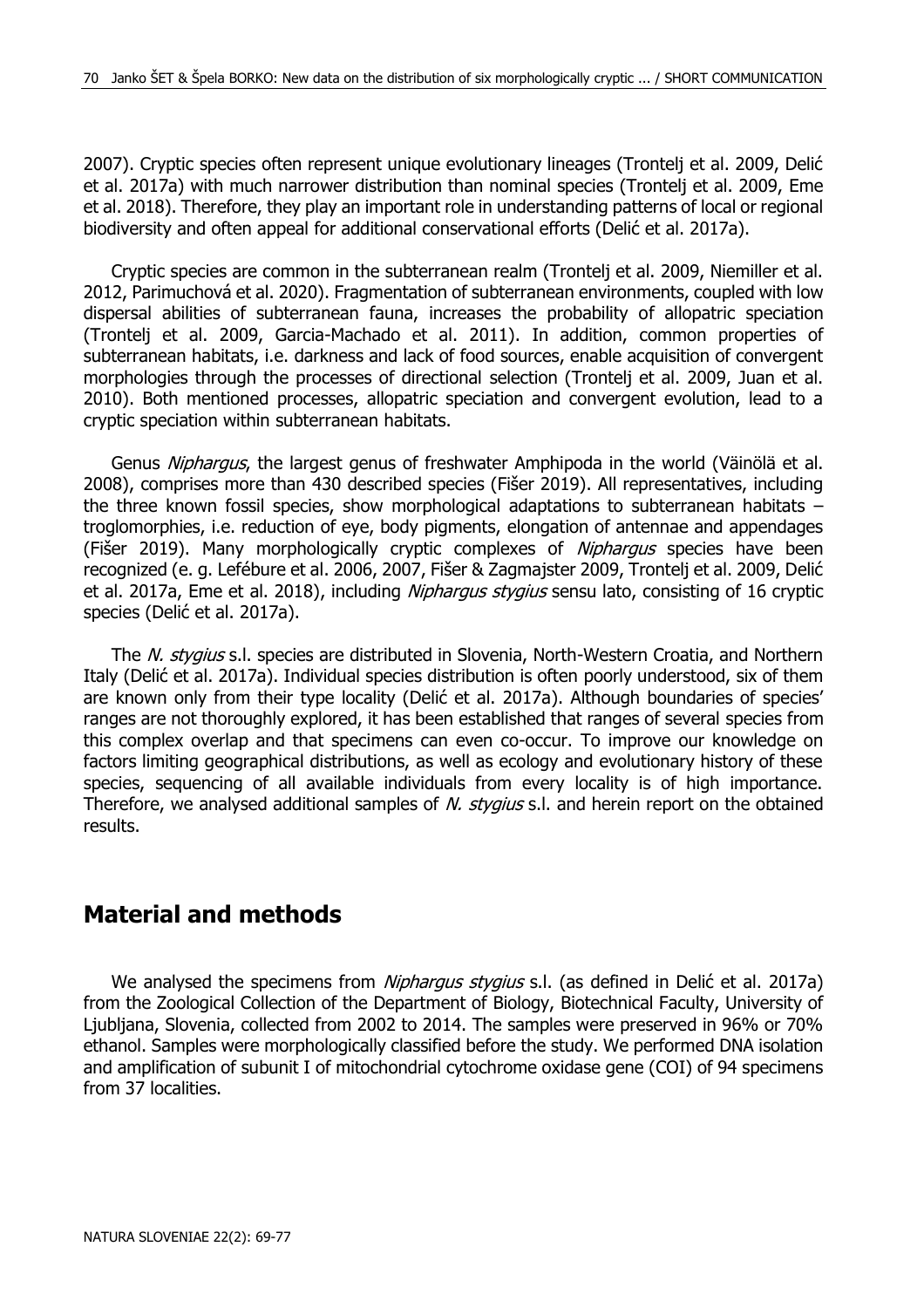2007). Cryptic species often represent unique evolutionary lineages (Trontelj et al. 2009, Delić et al. 2017a) with much narrower distribution than nominal species (Trontelj et al. 2009, Eme et al. 2018). Therefore, they play an important role in understanding patterns of local or regional biodiversity and often appeal for additional conservational efforts (Delić et al. 2017a).

Cryptic species are common in the subterranean realm (Trontelj et al. 2009, Niemiller et al. 2012, Parimuchová et al. 2020). Fragmentation of subterranean environments, coupled with low dispersal abilities of subterranean fauna, increases the probability of allopatric speciation (Trontelj et al. 2009, Garcia-Machado et al. 2011). In addition, common properties of subterranean habitats, i.e. darkness and lack of food sources, enable acquisition of convergent morphologies through the processes of directional selection (Trontelj et al. 2009, Juan et al. 2010). Both mentioned processes, allopatric speciation and convergent evolution, lead to a cryptic speciation within subterranean habitats.

Genus *Niphargus*, the largest genus of freshwater Amphipoda in the world (Väinölä et al. 2008), comprises more than 430 described species (Fišer 2019). All representatives, including the three known fossil species, show morphological adaptations to subterranean habitats – troglomorphies, i.e. reduction of eye, body pigments, elongation of antennae and appendages (Fišer 2019). Many morphologically cryptic complexes of *Niphargus* species have been recognized (e. g. Lefébure et al. 2006, 2007, Fišer & Zagmajster 2009, Trontelj et al. 2009, Delić et al. 2017a, Eme et al. 2018), including *Niphargus stygius* sensu lato, consisting of 16 cryptic species (Delić et al. 2017a).

The *N. stygius* s.l. species are distributed in Slovenia, North-Western Croatia, and Northern Italy (Delić et al. 2017a). Individual species distribution is often poorly understood, six of them are known only from their type locality (Delić et al. 2017a). Although boundaries of species' ranges are not thoroughly explored, it has been established that ranges of several species from this complex overlap and that specimens can even co-occur. To improve our knowledge on factors limiting geographical distributions, as well as ecology and evolutionary history of these species, sequencing of all available individuals from every locality is of high importance. Therefore, we analysed additional samples of *N. stygius* s.l. and herein report on the obtained results.

## Material and methods

We analysed the specimens from *Niphargus stygius* s.l. (as defined in Delić et al. 2017a) from the Zoological Collection of the Department of Biology, Biotechnical Faculty, University of Ljubljana, Slovenia, collected from 2002 to 2014. The samples were preserved in 96% or 70% ethanol. Samples were morphologically classified before the study. We performed DNA isolation and amplification of subunit I of mitochondrial cytochrome oxidase gene (COI) of 94 specimens from 37 localities.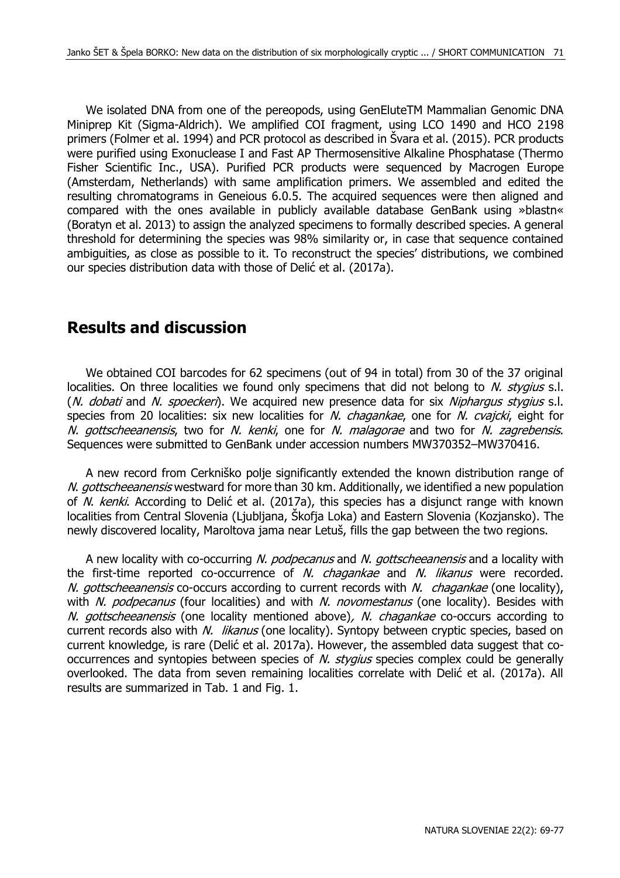We isolated DNA from one of the pereopods, using GenEluteTM Mammalian Genomic DNA Miniprep Kit (Sigma-Aldrich). We amplified COI fragment, using LCO 1490 and HCO 2198 primers (Folmer et al. 1994) and PCR protocol as described in Švara et al. (2015). PCR products were purified using Exonuclease I and Fast AP Thermosensitive Alkaline Phosphatase (Thermo Fisher Scientific Inc., USA). Purified PCR products were sequenced by Macrogen Europe (Amsterdam, Netherlands) with same amplification primers. We assembled and edited the resulting chromatograms in Geneious 6.0.5. The acquired sequences were then aligned and compared with the ones available in publicly available database GenBank using »blastn« (Boratyn et al. 2013) to assign the analyzed specimens to formally described species. A general threshold for determining the species was 98% similarity or, in case that sequence contained ambiguities, as close as possible to it. To reconstruct the species' distributions, we combined our species distribution data with those of Delić et al. (2017a).

## Results and discussion

We obtained COI barcodes for 62 specimens (out of 94 in total) from 30 of the 37 original localities. On three localities we found only specimens that did not belong to *N. stygius* s.l. (*N. dobati* and *N. spoeckeri*). We acquired new presence data for six *Niphargus stygius* s.l. species from 20 localities: six new localities for *N. chagankae*, one for *N. cvajcki*, eight for *N. gottscheeanensis*, two for *N. kenki*, one for *N. malagorae* and two for *N. zagrebensis*. Sequences were submitted to GenBank under accession numbers MW370352–MW370416.

A new record from Cerkniško polje significantly extended the known distribution range of *N. gottscheeanensis* westward for more than 30 km. Additionally, we identified a new population of *N. kenki*. According to Delić et al. (2017a), this species has a disjunct range with known localities from Central Slovenia (Ljubljana, Škofja Loka) and Eastern Slovenia (Kozjansko). The newly discovered locality, Maroltova jama near Letuš, fills the gap between the two regions.

A new locality with co-occurring *N. podpecanus* and *N. gottscheeanensis* and a locality with the first-time reported co-occurrence of *N. chagankae* and *N. likanus* were recorded. *N. gottscheeanensis* co-occurs according to current records with *N. chagankae* (one locality), with *N. podpecanus* (four localities) and with *N. novomestanus* (one locality). Besides with *N. gottscheeanensis* (one locality mentioned above), *N. chagankae* co-occurs according to current records also with *N. likanus* (one locality). Syntopy between cryptic species, based on current knowledge, is rare (Delić et al. 2017a). However, the assembled data suggest that co-occurrences and syntopies between species of *N. stygius* species complex could be generally overlooked. The data from seven remaining localities correlate with Delić et al. (2017a). All results are summarized in Tab. 1 and Fig. 1.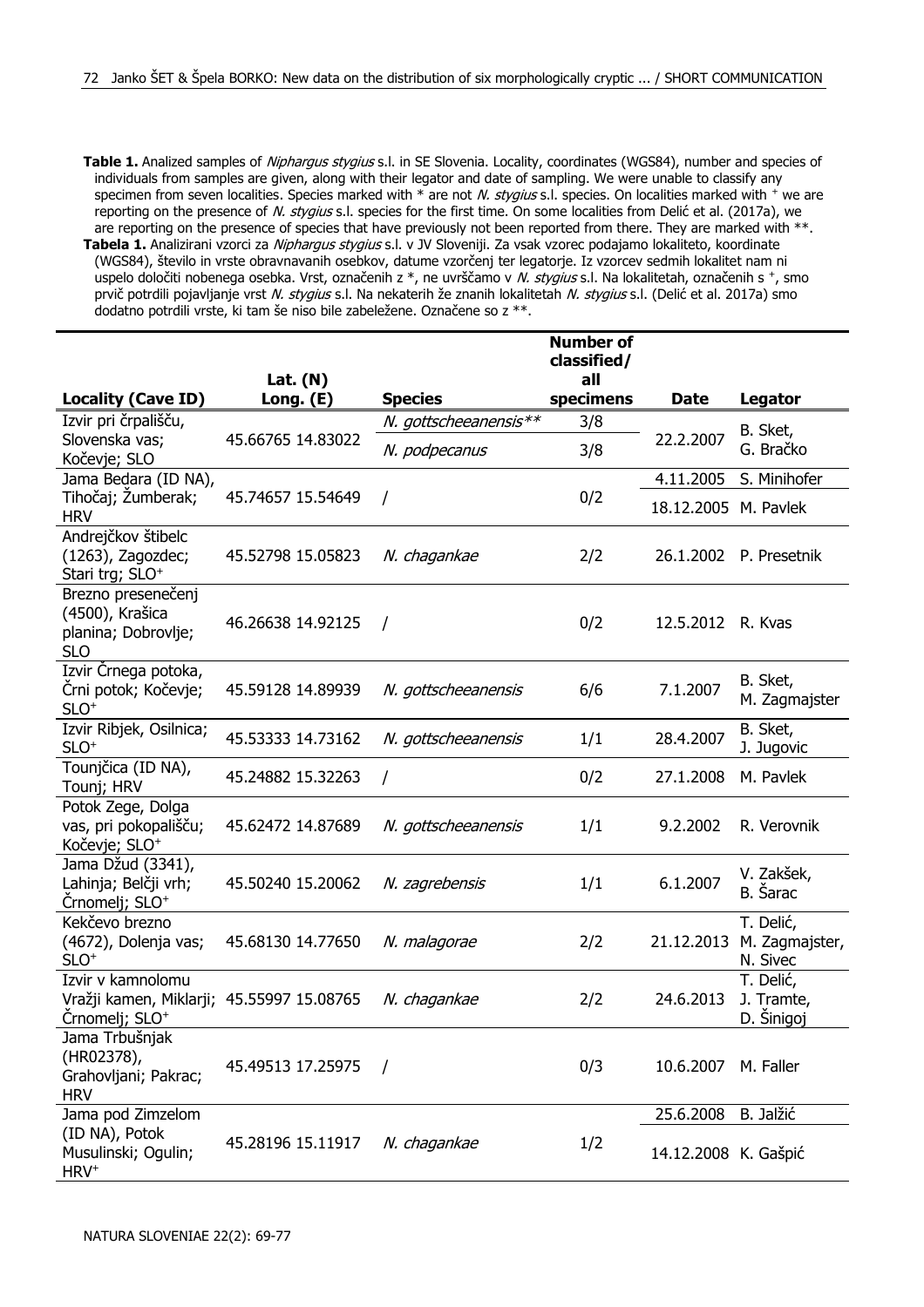**Table 1.** Analized samples of *Niphargus stygius* s.l. in SE Slovenia. Locality, coordinates (WGS84), number and species of individuals from samples are given, along with their legator and date of sampling. We were unable to classify any specimen from seven localities. Species marked with * are not *N. stygius* s.l. species. On localities marked with + we are reporting on the presence of *N. stygius* s.l. species for the first time. On some localities from Delić et al. (2017a), we are reporting on the presence of species that have previously not been reported from there. They are marked with **.

**Tabela 1.** Analizirani vzorci za *Niphargus stygius* s.l. v JV Sloveniji. Za vsak vzorec podajamo lokaliteto, koordinate (WGS84), število in vrste obravnavanih osebkov, datume vzorčenj ter legatorje. Iz vzorcev sedmih lokalitet nam ni uspelo določiti nobenega osebka. Vrst, označenih z *, ne uvrščamo v *N. stygius* s.l. Na lokalitetah, označenih s +, smo prvič potrdili pojavljanje vrst *N. stygius* s.l. Na nekaterih že znanih lokalitetah *N. stygius* s.l. (Delić et al. 2017a) smo dodatno potrdili vrste, ki tam še niso bile zabeležene. Označene so z **.

| Locality (Cave ID) | Lat. (N) Long. (E) | Species | Number of classified/ all specimens | Date | Legator |
|---|---|---|---|---|---|
| Izvir pri črpališču, Slovenska vas; Kočevje; SLO | 45.66765 14.83022 | *N. gottscheeanensis*** | 3/8 | 22.2.2007 | B. Sket, G. Bračko |
| | | *N. podpecanus* | 3/8 | | |
| Jama Bedara (ID NA), Tihočaj; Žumberak; HRV | 45.74657 15.54649 | / | 0/2 | 4.11.2005 | S. Minihofer |
| | | | | 18.12.2005 | M. Pavlek |
| Andrejčkov štibelc (1263), Zagozdec; Stari trg; SLO+ | 45.52798 15.05823 | *N. chagankae* | 2/2 | 26.1.2002 | P. Presetnik |
| Brezno presenečenj (4500), Krašica planina; Dobrovlje; SLO | 46.26638 14.92125 | / | 0/2 | 12.5.2012 | R. Kvas |
| Izvir Črnega potoka, Črni potok; Kočevje; SLO+ | 45.59128 14.89939 | *N. gottscheeanensis* | 6/6 | 7.1.2007 | B. Sket, M. Zagmajster |
| Izvir Ribjek, Osilnica; SLO+ | 45.53333 14.73162 | *N. gottscheeanensis* | 1/1 | 28.4.2007 | B. Sket, J. Jugovic |
| Tounjčica (ID NA), Tounj; HRV | 45.24882 15.32263 | / | 0/2 | 27.1.2008 | M. Pavlek |
| Potok Zege, Dolga vas, pri pokopališču; Kočevje; SLO+ | 45.62472 14.87689 | *N. gottscheeanensis* | 1/1 | 9.2.2002 | R. Verovnik |
| Jama Džud (3341), Lahinja; Belčji vrh; Črnomelj; SLO+ | 45.50240 15.20062 | *N. zagrebensis* | 1/1 | 6.1.2007 | V. Zakšek, B. Šarac |
| Kekčevo brezno (4672), Dolenja vas; SLO+ | 45.68130 14.77650 | *N. malagorae* | 2/2 | 21.12.2013 | T. Delić, M. Zagmajster, N. Sivec |
| Izvir v kamnolomu Vražji kamen, Miklarji; Črnomelj; SLO+ | 45.55997 15.08765 | *N. chagankae* | 2/2 | 24.6.2013 | T. Delić, J. Tramte, D. Šinigoj |
| Jama Trbušnjak (HR02378), Grahovljani; Pakrac; HRV | 45.49513 17.25975 | / | 0/3 | 10.6.2007 | M. Faller |
| Jama pod Zimzelom (ID NA), Potok Musulinski; Ogulin; HRV+ | 45.28196 15.11917 | *N. chagankae* | 1/2 | 25.6.2008 | B. Jalžić |
| | | | | 14.12.2008 | K. Gašpić |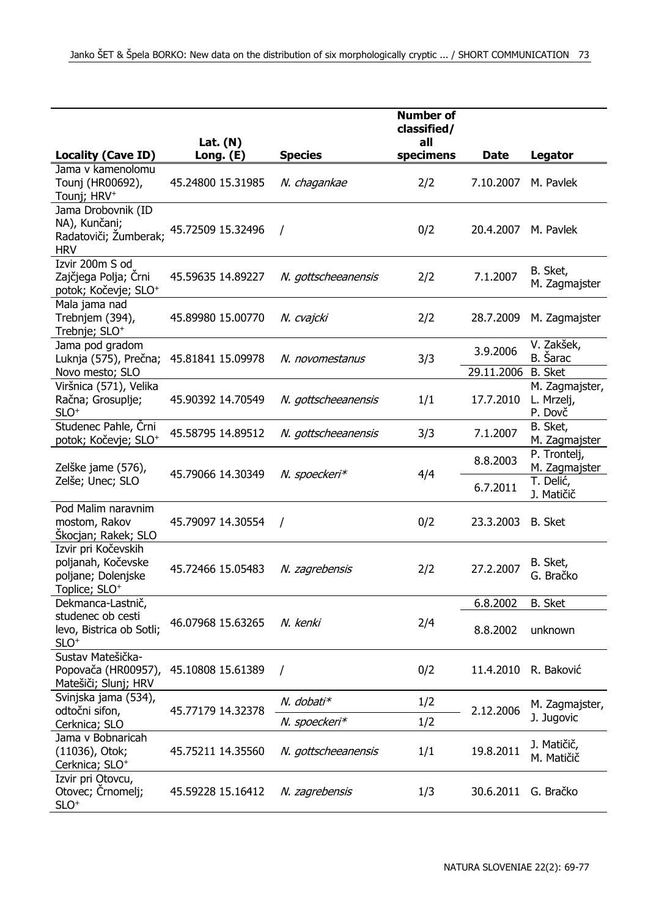| Locality (Cave ID) | Lat. (N) Long. (E) | Species | Number of classified/ all specimens | Date | Legator |
|---|---|---|---|---|---|
| Jama v kamenolomu Tounj (HR00692), Tounj; HRV[+] | 45.24800 15.31985 | *N. chagankae* | 2/2 | 7.10.2007 | M. Pavlek |
| Jama Drobovnik (ID NA), Kunčani; Radatoviči; Žumberak; HRV | 45.72509 15.32496 | / | 0/2 | 20.4.2007 | M. Pavlek |
| Izvir 200m S od Zajčjega Polja; Črni potok; Kočevje; SLO[+] | 45.59635 14.89227 | *N. gottscheeanensis* | 2/2 | 7.1.2007 | B. Sket, M. Zagmajster |
| Mala jama nad Trebnjem (394), Trebnje; SLO[+] | 45.89980 15.00770 | *N. cvajcki* | 2/2 | 28.7.2009 | M. Zagmajster |
| Jama pod gradom Luknja (575), Prečna; Novo mesto; SLO | 45.81841 15.09978 | *N. novomestanus* | 3/3 | 3.9.2006 | V. Zakšek, B. Šarac |
| | | | | 29.11.2006 | B. Sket |
| Viršnica (571), Velika Račna; Grosuplje; SLO[+] | 45.90392 14.70549 | *N. gottscheeanensis* | 1/1 | 17.7.2010 | M. Zagmajster, L. Mrzelj, P. Dovč |
| Studenec Pahle, Črni potok; Kočevje; SLO[+] | 45.58795 14.89512 | *N. gottscheeanensis* | 3/3 | 7.1.2007 | B. Sket, M. Zagmajster |
| Zelške jame (576), Zelše; Unec; SLO | 45.79066 14.30349 | *N. spoeckeri** | 4/4 | 8.8.2003 | P. Trontelj, M. Zagmajster |
| | | | | 6.7.2011 | T. Delić, J. Matičič |
| Pod Malim naravnim mostom, Rakov Škocjan; Rakek; SLO | 45.79097 14.30554 | / | 0/2 | 23.3.2003 | B. Sket |
| Izvir pri Kočevskih poljanah, Kočevske poljane; Dolenjske Toplice; SLO[+] | 45.72466 15.05483 | *N. zagrebensis* | 2/2 | 27.2.2007 | B. Sket, G. Bračko |
| Dekmanca-Lastnič, studenec ob cesti levo, Bistrica ob Sotli; SLO[+] | 46.07968 15.63265 | *N. kenki* | 2/4 | 6.8.2002 | B. Sket |
| | | | | 8.8.2002 | unknown |
| Sustav Matešička-Popovača (HR00957), Matešiči; Slunj; HRV | 45.10808 15.61389 | / | 0/2 | 11.4.2010 | R. Baković |
| Svinjska jama (534), odtočni sifon, Cerknica; SLO | 45.77179 14.32378 | *N. dobati** | 1/2 | 2.12.2006 | M. Zagmajster, J. Jugovic |
| | | *N. spoeckeri** | 1/2 | | |
| Jama v Bobnaricah (11036), Otok; Cerknica; SLO[+] | 45.75211 14.35560 | *N. gottscheeanensis* | 1/1 | 19.8.2011 | J. Matičič, M. Matičič |
| Izvir pri Otovcu, Otovec; Črnomelj; SLO[+] | 45.59228 15.16412 | *N. zagrebensis* | 1/3 | 30.6.2011 | G. Bračko |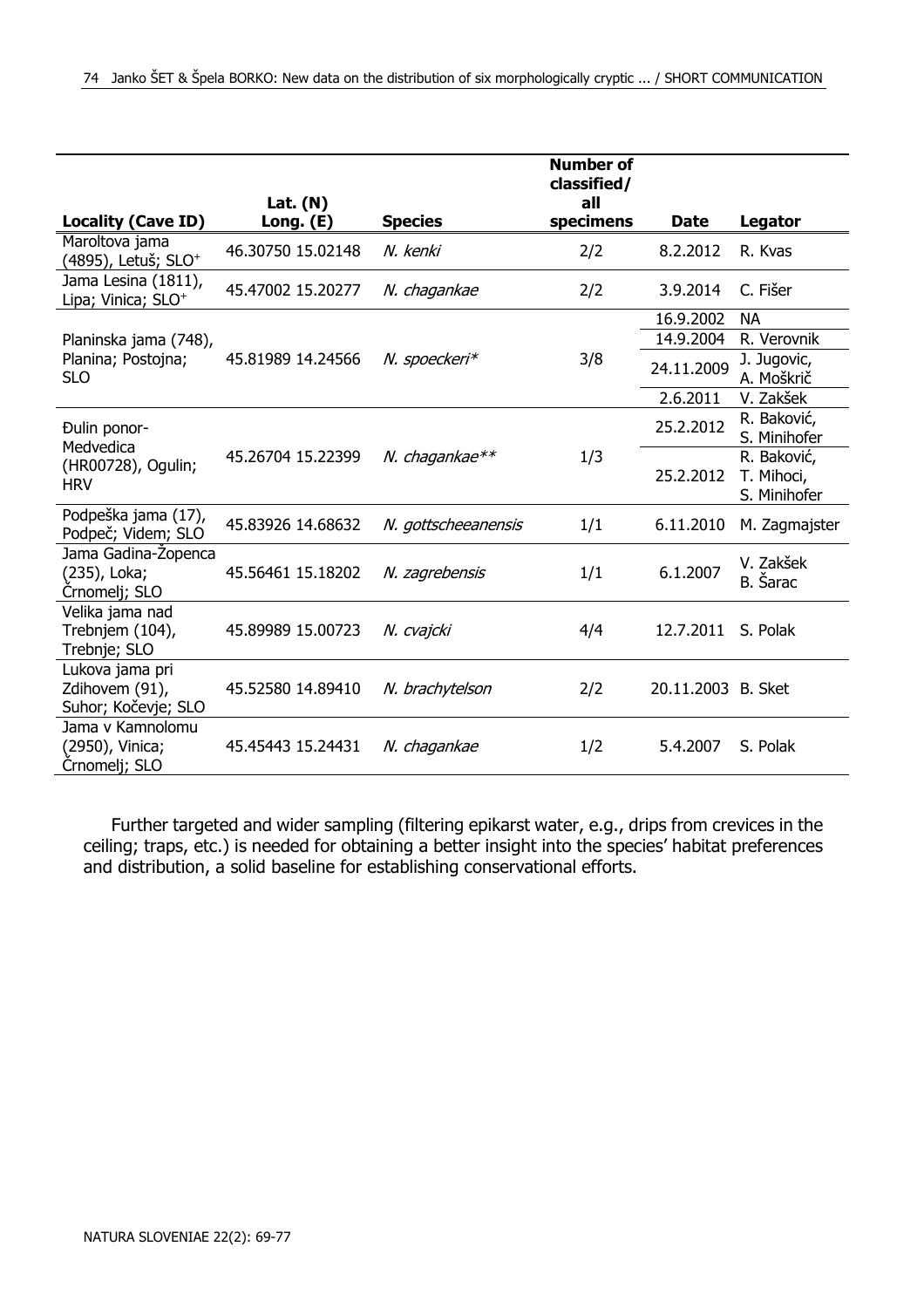| Locality (Cave ID) | Lat. (N) Long. (E) | Species | Number of classified/ all specimens | Date | Legator |
|---|---|---|---|---|---|
| Maroltova jama (4895), Letuš; SLO⁺ | 46.30750 15.02148 | *N. kenki* | 2/2 | 8.2.2012 | R. Kvas |
| Jama Lesina (1811), Lipa; Vinica; SLO⁺ | 45.47002 15.20277 | *N. chagankae* | 2/2 | 3.9.2014 | C. Fišer |
| Planinska jama (748), Planina; Postojna; SLO | 45.81989 14.24566 | *N. spoeckeri** | 3/8 | 16.9.2002 | NA |
| | | | | 14.9.2004 | R. Verovnik |
| | | | | 24.11.2009 | J. Jugovic, A. Moškrič |
| | | | | 2.6.2011 | V. Zakšek |
| Đulin ponor-Medvedica (HR00728), Ogulin; HRV | 45.26704 15.22399 | *N. chagankae*** | 1/3 | 25.2.2012 | R. Baković, S. Minihofer |
| | | | | 25.2.2012 | R. Baković, T. Mihoci, S. Minihofer |
| Podpeška jama (17), Podpeč; Videm; SLO | 45.83926 14.68632 | *N. gottscheeanensis* | 1/1 | 6.11.2010 | M. Zagmajster |
| Jama Gadina-Žopenca (235), Loka; Črnomelj; SLO | 45.56461 15.18202 | *N. zagrebensis* | 1/1 | 6.1.2007 | V. Zakšek B. Šarac |
| Velika jama nad Trebnjem (104), Trebnje; SLO | 45.89989 15.00723 | *N. cvajcki* | 4/4 | 12.7.2011 | S. Polak |
| Lukova jama pri Zdihovem (91), Suhor; Kočevje; SLO | 45.52580 14.89410 | *N. brachytelson* | 2/2 | 20.11.2003 | B. Sket |
| Jama v Kamnolomu (2950), Vinica; Črnomelj; SLO | 45.45443 15.24431 | *N. chagankae* | 1/2 | 5.4.2007 | S. Polak |

Further targeted and wider sampling (filtering epikarst water, e.g., drips from crevices in the ceiling; traps, etc.) is needed for obtaining a better insight into the species' habitat preferences and distribution, a solid baseline for establishing conservational efforts.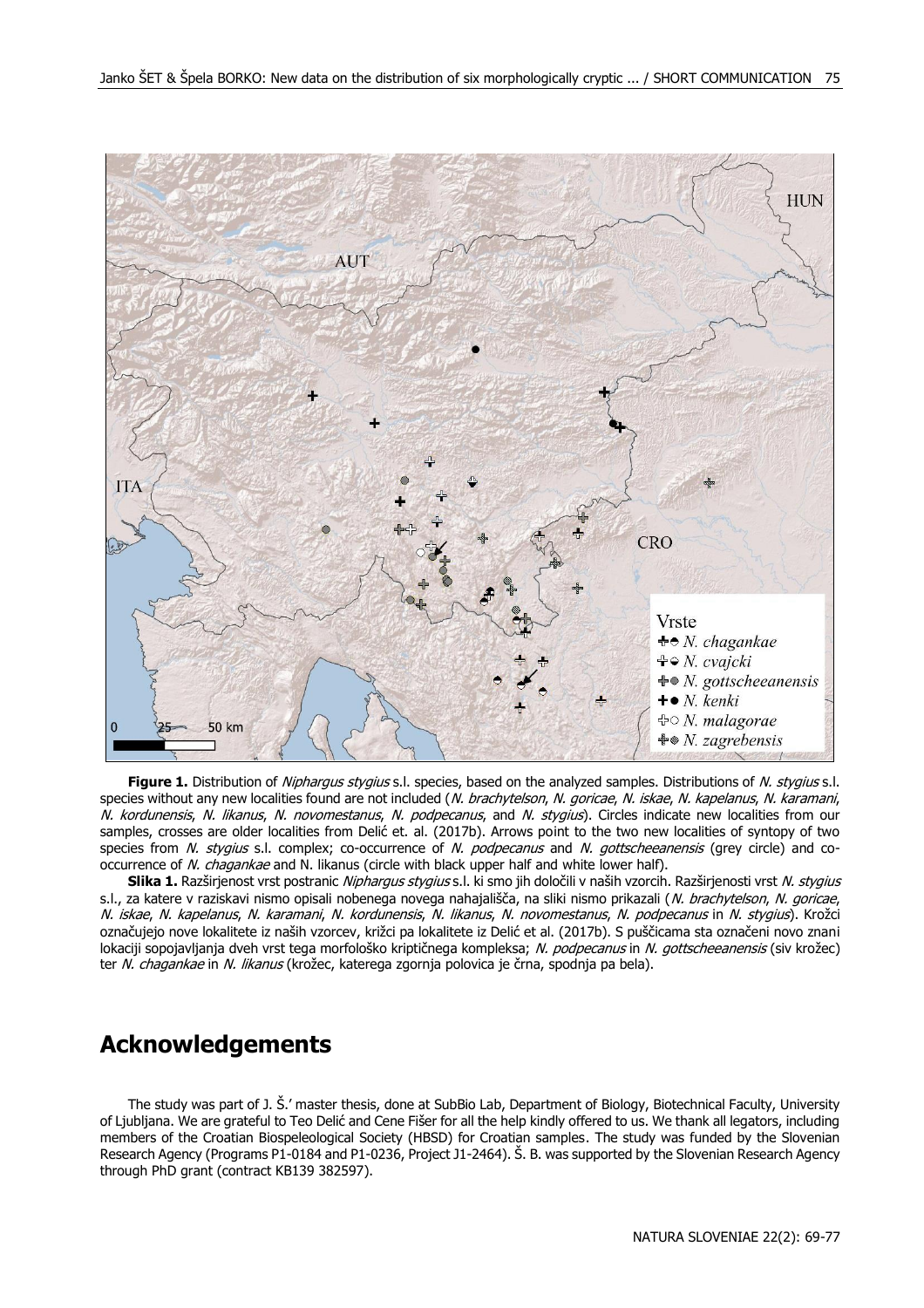**Figure 1.** Distribution of *Niphargus stygius* s.l. species, based on the analyzed samples. Distributions of *N. stygius* s.l. species without any new localities found are not included (*N. brachytelson*, *N. goricae*, *N. iskae*, *N. kapelanus*, *N. karamani*, *N. kordunensis*, *N. likanus*, *N. novomestanus*, *N. podpecanus*, and *N. stygius*). Circles indicate new localities from our samples, crosses are older localities from Delić et. al. (2017b). Arrows point to the two new localities of syntopy of two species from *N. stygius* s.l. complex; co-occurrence of *N. podpecanus* and *N. gottscheeanensis* (grey circle) and co-occurrence of *N. chagankae* and N. likanus (circle with black upper half and white lower half).

**Slika 1.** Razširjenost vrst postranic *Niphargus stygius* s.l. ki smo jih določili v naših vzorcih. Razširjenosti vrst *N. stygius* s.l., za katere v raziskavi nismo opisali nobenega novega nahajališča, na sliki nismo prikazali (*N. brachytelson*, *N. goricae*, *N. iskae*, *N. kapelanus*, *N. karamani*, *N. kordunensis*, *N. likanus*, *N. novomestanus*, *N. podpecanus* in *N. stygius*). Krožci označujejo nove lokalitete iz naših vzorcev, križci pa lokalitete iz Delić et al. (2017b). S puščicama sta označeni novo znani lokaciji sopojavljanja dveh vrst tega morfološko kriptičnega kompleksa; *N. podpecanus* in *N. gottscheeanensis* (siv krožec) ter *N. chagankae* in *N. likanus* (krožec, katerega zgornja polovica je črna, spodnja pa bela).

## Acknowledgements

The study was part of J. Š.' master thesis, done at SubBio Lab, Department of Biology, Biotechnical Faculty, University of Ljubljana. We are grateful to Teo Delić and Cene Fišer for all the help kindly offered to us. We thank all legators, including members of the Croatian Biospeleological Society (HBSD) for Croatian samples. The study was funded by the Slovenian Research Agency (Programs P1-0184 and P1-0236, Project J1-2464). Š. B. was supported by the Slovenian Research Agency through PhD grant (contract KB139 382597).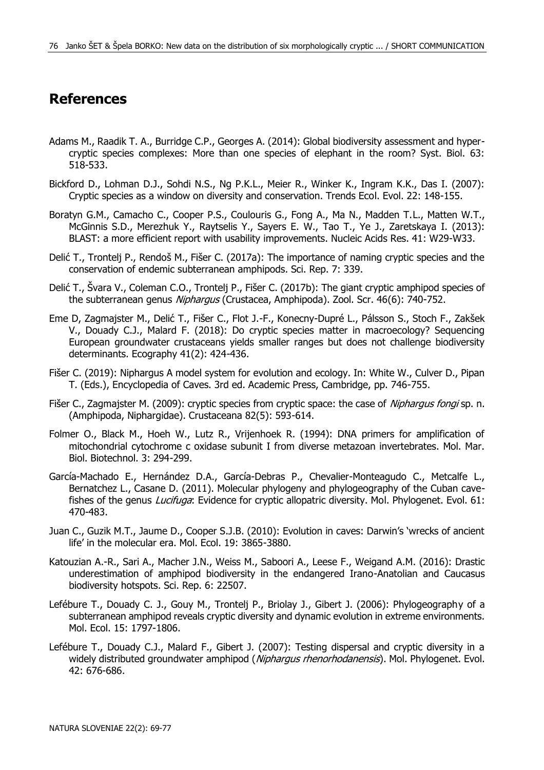## References

Adams M., Raadik T. A., Burridge C.P., Georges A. (2014): Global biodiversity assessment and hyper-cryptic species complexes: More than one species of elephant in the room? Syst. Biol. 63: 518-533.

Bickford D., Lohman D.J., Sohdi N.S., Ng P.K.L., Meier R., Winker K., Ingram K.K., Das I. (2007): Cryptic species as a window on diversity and conservation. Trends Ecol. Evol. 22: 148-155.

Boratyn G.M., Camacho C., Cooper P.S., Coulouris G., Fong A., Ma N., Madden T.L., Matten W.T., McGinnis S.D., Merezhuk Y., Raytselis Y., Sayers E. W., Tao T., Ye J., Zaretskaya I. (2013): BLAST: a more efficient report with usability improvements. Nucleic Acids Res. 41: W29-W33.

Delić T., Trontelj P., Rendoš M., Fišer C. (2017a): The importance of naming cryptic species and the conservation of endemic subterranean amphipods. Sci. Rep. 7: 339.

Delić T., Švara V., Coleman C.O., Trontelj P., Fišer C. (2017b): The giant cryptic amphipod species of the subterranean genus *Niphargus* (Crustacea, Amphipoda). Zool. Scr. 46(6): 740-752.

Eme D, Zagmajster M., Delić T., Fišer C., Flot J.-F., Konecny-Dupré L., Pálsson S., Stoch F., Zakšek V., Douady C.J., Malard F. (2018): Do cryptic species matter in macroecology? Sequencing European groundwater crustaceans yields smaller ranges but does not challenge biodiversity determinants. Ecography 41(2): 424-436.

Fišer C. (2019): Niphargus A model system for evolution and ecology. In: White W., Culver D., Pipan T. (Eds.), Encyclopedia of Caves. 3rd ed. Academic Press, Cambridge, pp. 746-755.

Fišer C., Zagmajster M. (2009): cryptic species from cryptic space: the case of *Niphargus fongi* sp. n. (Amphipoda, Niphargidae). Crustaceana 82(5): 593-614.

Folmer O., Black M., Hoeh W., Lutz R., Vrijenhoek R. (1994): DNA primers for amplification of mitochondrial cytochrome c oxidase subunit I from diverse metazoan invertebrates. Mol. Mar. Biol. Biotechnol. 3: 294-299.

García-Machado E., Hernández D.A., García-Debras P., Chevalier-Monteagudo C., Metcalfe L., Bernatchez L., Casane D. (2011). Molecular phylogeny and phylogeography of the Cuban cave-fishes of the genus *Lucifuga*: Evidence for cryptic allopatric diversity. Mol. Phylogenet. Evol. 61: 470-483.

Juan C., Guzik M.T., Jaume D., Cooper S.J.B. (2010): Evolution in caves: Darwin's 'wrecks of ancient life' in the molecular era. Mol. Ecol. 19: 3865-3880.

Katouzian A.-R., Sari A., Macher J.N., Weiss M., Saboori A., Leese F., Weigand A.M. (2016): Drastic underestimation of amphipod biodiversity in the endangered Irano-Anatolian and Caucasus biodiversity hotspots. Sci. Rep. 6: 22507.

Lefébure T., Douady C. J., Gouy M., Trontelj P., Briolay J., Gibert J. (2006): Phylogeography of a subterranean amphipod reveals cryptic diversity and dynamic evolution in extreme environments. Mol. Ecol. 15: 1797-1806.

Lefébure T., Douady C.J., Malard F., Gibert J. (2007): Testing dispersal and cryptic diversity in a widely distributed groundwater amphipod (*Niphargus rhenorhodanensis*). Mol. Phylogenet. Evol. 42: 676-686.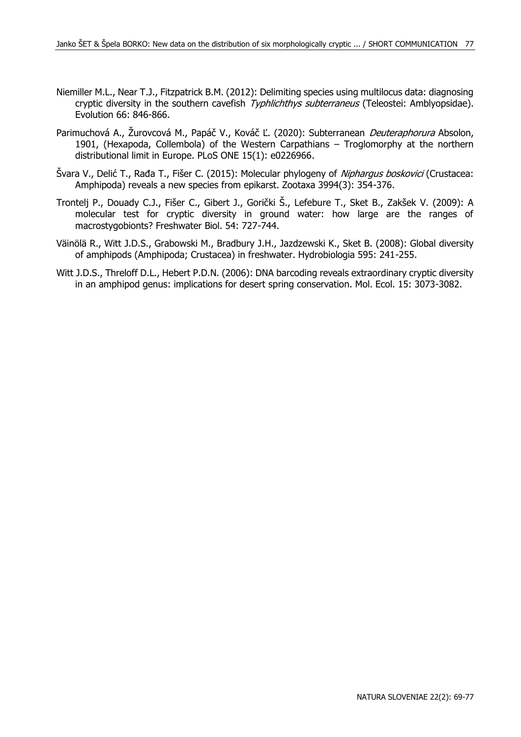Niemiller M.L., Near T.J., Fitzpatrick B.M. (2012): Delimiting species using multilocus data: diagnosing cryptic diversity in the southern cavefish *Typhlichthys subterraneus* (Teleostei: Amblyopsidae). Evolution 66: 846-866.

Parimuchová A., Žurovcová M., Papáč V., Kováč Ľ. (2020): Subterranean *Deuteraphorura* Absolon, 1901, (Hexapoda, Collembola) of the Western Carpathians – Troglomorphy at the northern distributional limit in Europe. PLoS ONE 15(1): e0226966.

Švara V., Delić T., Rađa T., Fišer C. (2015): Molecular phylogeny of *Niphargus boskovici* (Crustacea: Amphipoda) reveals a new species from epikarst. Zootaxa 3994(3): 354-376.

Trontelj P., Douady C.J., Fišer C., Gibert J., Gorički Š., Lefebure T., Sket B., Zakšek V. (2009): A molecular test for cryptic diversity in ground water: how large are the ranges of macrostygobionts? Freshwater Biol. 54: 727-744.

Väinölä R., Witt J.D.S., Grabowski M., Bradbury J.H., Jazdzewski K., Sket B. (2008): Global diversity of amphipods (Amphipoda; Crustacea) in freshwater. Hydrobiologia 595: 241-255.

Witt J.D.S., Threloff D.L., Hebert P.D.N. (2006): DNA barcoding reveals extraordinary cryptic diversity in an amphipod genus: implications for desert spring conservation. Mol. Ecol. 15: 3073-3082.